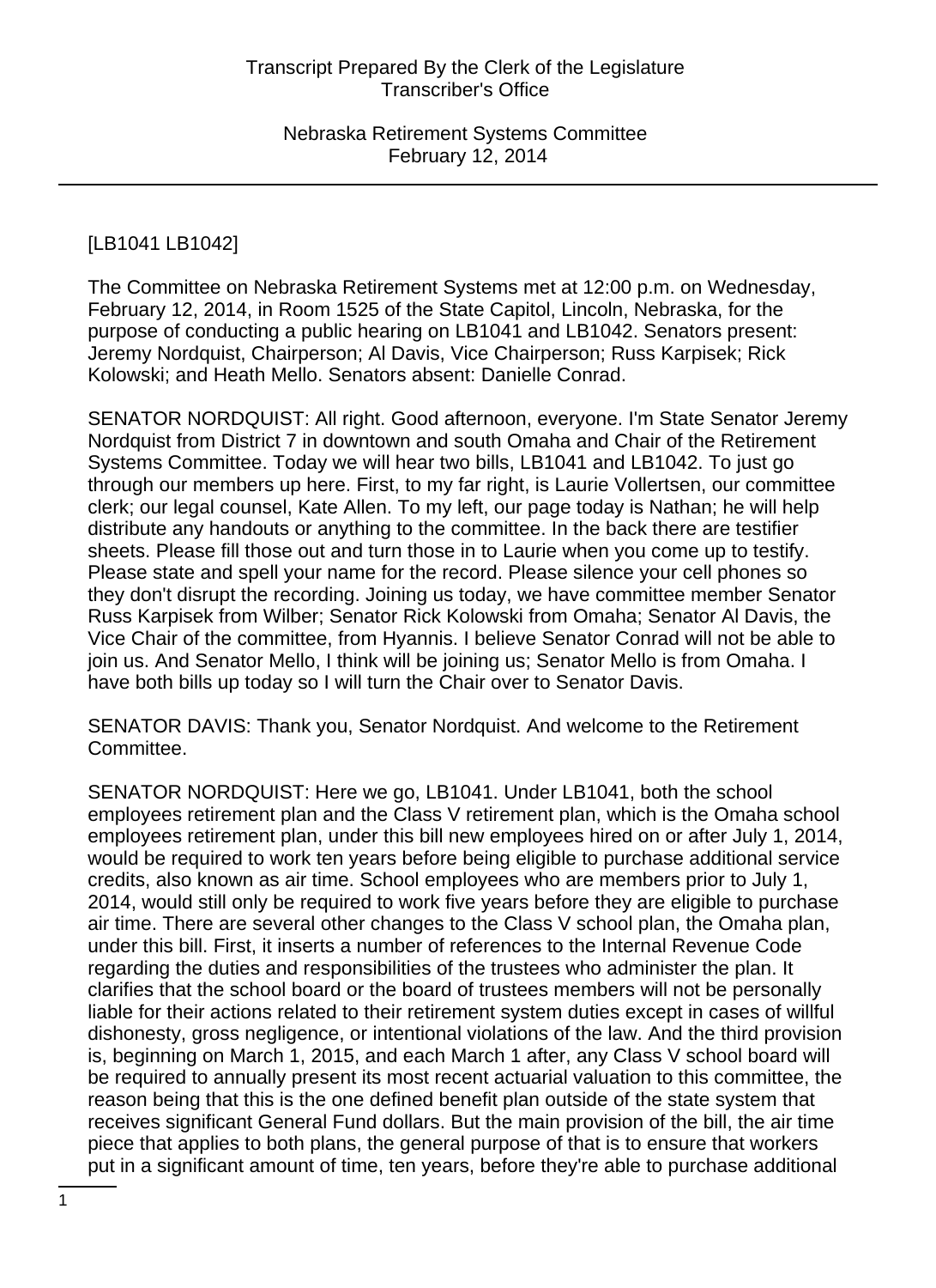[LB1041 LB1042]

The Committee on Nebraska Retirement Systems met at 12:00 p.m. on Wednesday, February 12, 2014, in Room 1525 of the State Capitol, Lincoln, Nebraska, for the purpose of conducting a public hearing on LB1041 and LB1042. Senators present: Jeremy Nordquist, Chairperson; Al Davis, Vice Chairperson; Russ Karpisek; Rick Kolowski; and Heath Mello. Senators absent: Danielle Conrad.

SENATOR NORDQUIST: All right. Good afternoon, everyone. I'm State Senator Jeremy Nordquist from District 7 in downtown and south Omaha and Chair of the Retirement Systems Committee. Today we will hear two bills, LB1041 and LB1042. To just go through our members up here. First, to my far right, is Laurie Vollertsen, our committee clerk; our legal counsel, Kate Allen. To my left, our page today is Nathan; he will help distribute any handouts or anything to the committee. In the back there are testifier sheets. Please fill those out and turn those in to Laurie when you come up to testify. Please state and spell your name for the record. Please silence your cell phones so they don't disrupt the recording. Joining us today, we have committee member Senator Russ Karpisek from Wilber; Senator Rick Kolowski from Omaha; Senator Al Davis, the Vice Chair of the committee, from Hyannis. I believe Senator Conrad will not be able to join us. And Senator Mello, I think will be joining us; Senator Mello is from Omaha. I have both bills up today so I will turn the Chair over to Senator Davis.

SENATOR DAVIS: Thank you, Senator Nordquist. And welcome to the Retirement Committee.

SENATOR NORDQUIST: Here we go, LB1041. Under LB1041, both the school employees retirement plan and the Class V retirement plan, which is the Omaha school employees retirement plan, under this bill new employees hired on or after July 1, 2014, would be required to work ten years before being eligible to purchase additional service credits, also known as air time. School employees who are members prior to July 1, 2014, would still only be required to work five years before they are eligible to purchase air time. There are several other changes to the Class V school plan, the Omaha plan, under this bill. First, it inserts a number of references to the Internal Revenue Code regarding the duties and responsibilities of the trustees who administer the plan. It clarifies that the school board or the board of trustees members will not be personally liable for their actions related to their retirement system duties except in cases of willful dishonesty, gross negligence, or intentional violations of the law. And the third provision is, beginning on March 1, 2015, and each March 1 after, any Class V school board will be required to annually present its most recent actuarial valuation to this committee, the reason being that this is the one defined benefit plan outside of the state system that receives significant General Fund dollars. But the main provision of the bill, the air time piece that applies to both plans, the general purpose of that is to ensure that workers put in a significant amount of time, ten years, before they're able to purchase additional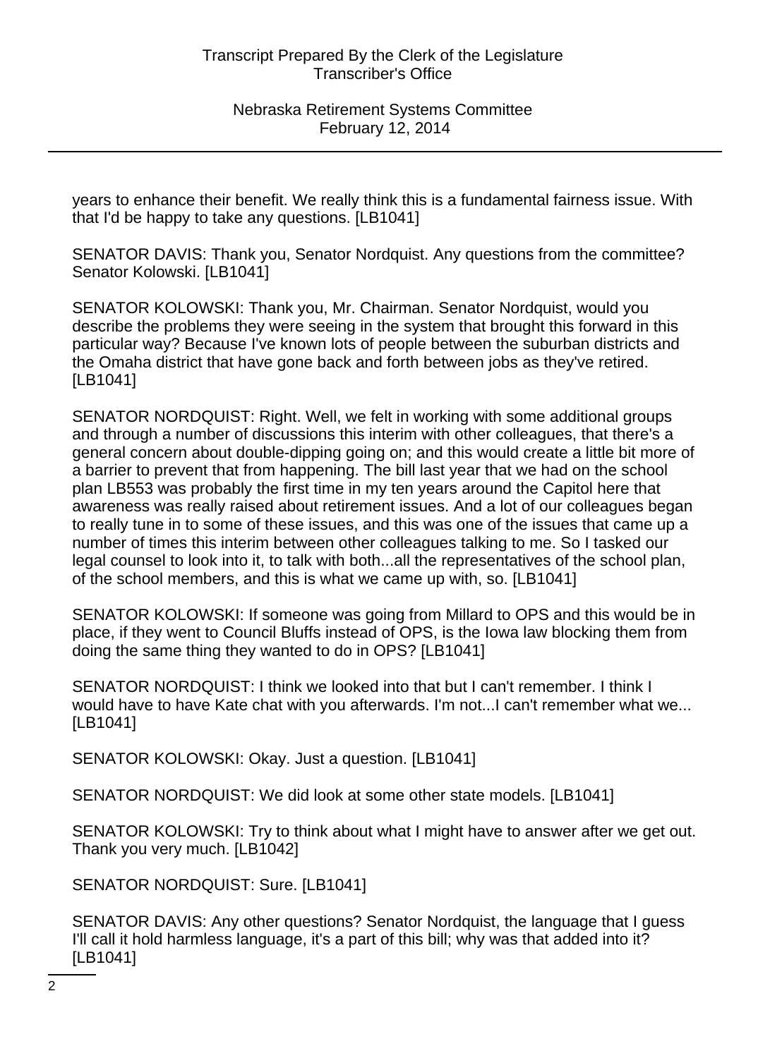years to enhance their benefit. We really think this is a fundamental fairness issue. With that I'd be happy to take any questions. [LB1041]

SENATOR DAVIS: Thank you, Senator Nordquist. Any questions from the committee? Senator Kolowski. [LB1041]

SENATOR KOLOWSKI: Thank you, Mr. Chairman. Senator Nordquist, would you describe the problems they were seeing in the system that brought this forward in this particular way? Because I've known lots of people between the suburban districts and the Omaha district that have gone back and forth between jobs as they've retired. [LB1041]

SENATOR NORDQUIST: Right. Well, we felt in working with some additional groups and through a number of discussions this interim with other colleagues, that there's a general concern about double-dipping going on; and this would create a little bit more of a barrier to prevent that from happening. The bill last year that we had on the school plan LB553 was probably the first time in my ten years around the Capitol here that awareness was really raised about retirement issues. And a lot of our colleagues began to really tune in to some of these issues, and this was one of the issues that came up a number of times this interim between other colleagues talking to me. So I tasked our legal counsel to look into it, to talk with both...all the representatives of the school plan, of the school members, and this is what we came up with, so. [LB1041]

SENATOR KOLOWSKI: If someone was going from Millard to OPS and this would be in place, if they went to Council Bluffs instead of OPS, is the Iowa law blocking them from doing the same thing they wanted to do in OPS? [LB1041]

SENATOR NORDQUIST: I think we looked into that but I can't remember. I think I would have to have Kate chat with you afterwards. I'm not...I can't remember what we... [LB1041]

SENATOR KOLOWSKI: Okay. Just a question. [LB1041]

SENATOR NORDQUIST: We did look at some other state models. [LB1041]

SENATOR KOLOWSKI: Try to think about what I might have to answer after we get out. Thank you very much. [LB1042]

SENATOR NORDQUIST: Sure. [LB1041]

SENATOR DAVIS: Any other questions? Senator Nordquist, the language that I guess I'll call it hold harmless language, it's a part of this bill; why was that added into it? [LB1041]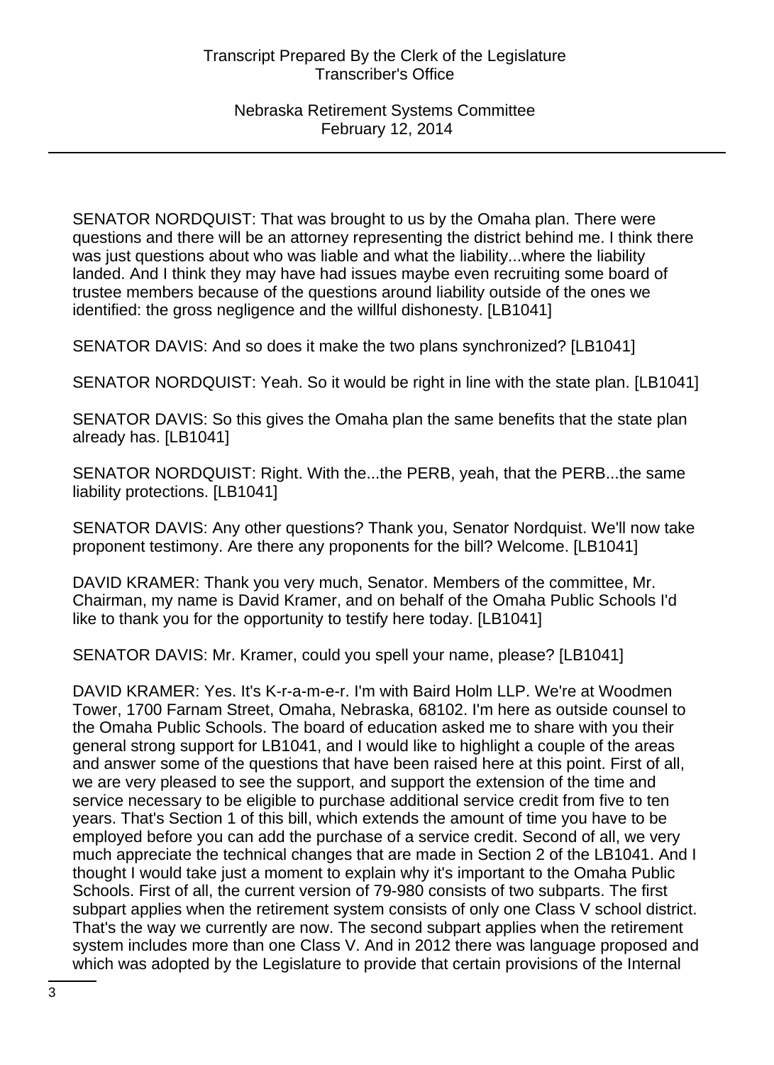SENATOR NORDQUIST: That was brought to us by the Omaha plan. There were questions and there will be an attorney representing the district behind me. I think there was just questions about who was liable and what the liability...where the liability landed. And I think they may have had issues maybe even recruiting some board of trustee members because of the questions around liability outside of the ones we identified: the gross negligence and the willful dishonesty. [LB1041]

SENATOR DAVIS: And so does it make the two plans synchronized? [LB1041]

SENATOR NORDQUIST: Yeah. So it would be right in line with the state plan. [LB1041]

SENATOR DAVIS: So this gives the Omaha plan the same benefits that the state plan already has. [LB1041]

SENATOR NORDQUIST: Right. With the...the PERB, yeah, that the PERB...the same liability protections. [LB1041]

SENATOR DAVIS: Any other questions? Thank you, Senator Nordquist. We'll now take proponent testimony. Are there any proponents for the bill? Welcome. [LB1041]

DAVID KRAMER: Thank you very much, Senator. Members of the committee, Mr. Chairman, my name is David Kramer, and on behalf of the Omaha Public Schools I'd like to thank you for the opportunity to testify here today. [LB1041]

SENATOR DAVIS: Mr. Kramer, could you spell your name, please? [LB1041]

DAVID KRAMER: Yes. It's K-r-a-m-e-r. I'm with Baird Holm LLP. We're at Woodmen Tower, 1700 Farnam Street, Omaha, Nebraska, 68102. I'm here as outside counsel to the Omaha Public Schools. The board of education asked me to share with you their general strong support for LB1041, and I would like to highlight a couple of the areas and answer some of the questions that have been raised here at this point. First of all, we are very pleased to see the support, and support the extension of the time and service necessary to be eligible to purchase additional service credit from five to ten years. That's Section 1 of this bill, which extends the amount of time you have to be employed before you can add the purchase of a service credit. Second of all, we very much appreciate the technical changes that are made in Section 2 of the LB1041. And I thought I would take just a moment to explain why it's important to the Omaha Public Schools. First of all, the current version of 79-980 consists of two subparts. The first subpart applies when the retirement system consists of only one Class V school district. That's the way we currently are now. The second subpart applies when the retirement system includes more than one Class V. And in 2012 there was language proposed and which was adopted by the Legislature to provide that certain provisions of the Internal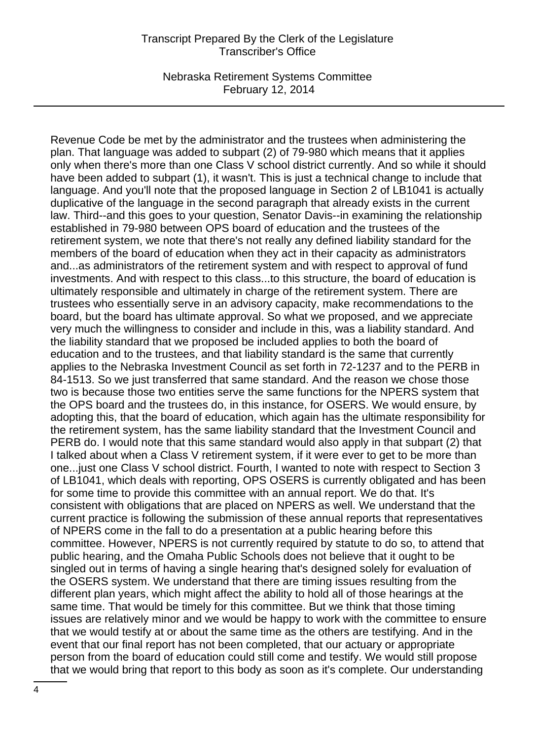Revenue Code be met by the administrator and the trustees when administering the plan. That language was added to subpart (2) of 79-980 which means that it applies only when there's more than one Class V school district currently. And so while it should have been added to subpart (1), it wasn't. This is just a technical change to include that language. And you'll note that the proposed language in Section 2 of LB1041 is actually duplicative of the language in the second paragraph that already exists in the current law. Third--and this goes to your question, Senator Davis--in examining the relationship established in 79-980 between OPS board of education and the trustees of the retirement system, we note that there's not really any defined liability standard for the members of the board of education when they act in their capacity as administrators and...as administrators of the retirement system and with respect to approval of fund investments. And with respect to this class...to this structure, the board of education is ultimately responsible and ultimately in charge of the retirement system. There are trustees who essentially serve in an advisory capacity, make recommendations to the board, but the board has ultimate approval. So what we proposed, and we appreciate very much the willingness to consider and include in this, was a liability standard. And the liability standard that we proposed be included applies to both the board of education and to the trustees, and that liability standard is the same that currently applies to the Nebraska Investment Council as set forth in 72-1237 and to the PERB in 84-1513. So we just transferred that same standard. And the reason we chose those two is because those two entities serve the same functions for the NPERS system that the OPS board and the trustees do, in this instance, for OSERS. We would ensure, by adopting this, that the board of education, which again has the ultimate responsibility for the retirement system, has the same liability standard that the Investment Council and PERB do. I would note that this same standard would also apply in that subpart (2) that I talked about when a Class V retirement system, if it were ever to get to be more than one...just one Class V school district. Fourth, I wanted to note with respect to Section 3 of LB1041, which deals with reporting, OPS OSERS is currently obligated and has been for some time to provide this committee with an annual report. We do that. It's consistent with obligations that are placed on NPERS as well. We understand that the current practice is following the submission of these annual reports that representatives of NPERS come in the fall to do a presentation at a public hearing before this committee. However, NPERS is not currently required by statute to do so, to attend that public hearing, and the Omaha Public Schools does not believe that it ought to be singled out in terms of having a single hearing that's designed solely for evaluation of the OSERS system. We understand that there are timing issues resulting from the different plan years, which might affect the ability to hold all of those hearings at the same time. That would be timely for this committee. But we think that those timing issues are relatively minor and we would be happy to work with the committee to ensure that we would testify at or about the same time as the others are testifying. And in the event that our final report has not been completed, that our actuary or appropriate person from the board of education could still come and testify. We would still propose that we would bring that report to this body as soon as it's complete. Our understanding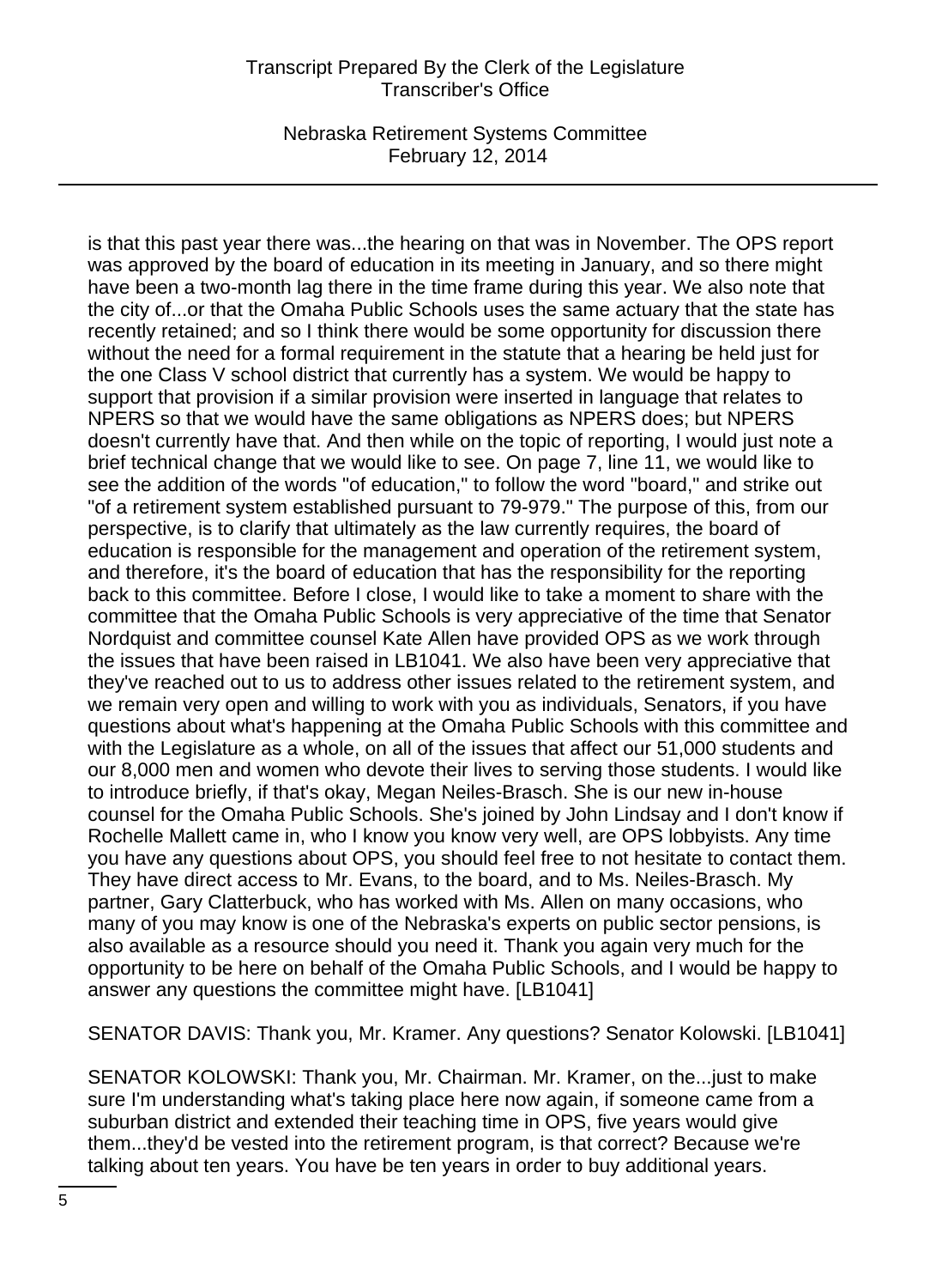is that this past year there was...the hearing on that was in November. The OPS report was approved by the board of education in its meeting in January, and so there might have been a two-month lag there in the time frame during this year. We also note that the city of...or that the Omaha Public Schools uses the same actuary that the state has recently retained; and so I think there would be some opportunity for discussion there without the need for a formal requirement in the statute that a hearing be held just for the one Class V school district that currently has a system. We would be happy to support that provision if a similar provision were inserted in language that relates to NPERS so that we would have the same obligations as NPERS does; but NPERS doesn't currently have that. And then while on the topic of reporting, I would just note a brief technical change that we would like to see. On page 7, line 11, we would like to see the addition of the words "of education," to follow the word "board," and strike out "of a retirement system established pursuant to 79-979." The purpose of this, from our perspective, is to clarify that ultimately as the law currently requires, the board of education is responsible for the management and operation of the retirement system, and therefore, it's the board of education that has the responsibility for the reporting back to this committee. Before I close, I would like to take a moment to share with the committee that the Omaha Public Schools is very appreciative of the time that Senator Nordquist and committee counsel Kate Allen have provided OPS as we work through the issues that have been raised in LB1041. We also have been very appreciative that they've reached out to us to address other issues related to the retirement system, and we remain very open and willing to work with you as individuals, Senators, if you have questions about what's happening at the Omaha Public Schools with this committee and with the Legislature as a whole, on all of the issues that affect our 51,000 students and our 8,000 men and women who devote their lives to serving those students. I would like to introduce briefly, if that's okay, Megan Neiles-Brasch. She is our new in-house counsel for the Omaha Public Schools. She's joined by John Lindsay and I don't know if Rochelle Mallett came in, who I know you know very well, are OPS lobbyists. Any time you have any questions about OPS, you should feel free to not hesitate to contact them. They have direct access to Mr. Evans, to the board, and to Ms. Neiles-Brasch. My partner, Gary Clatterbuck, who has worked with Ms. Allen on many occasions, who many of you may know is one of the Nebraska's experts on public sector pensions, is also available as a resource should you need it. Thank you again very much for the opportunity to be here on behalf of the Omaha Public Schools, and I would be happy to answer any questions the committee might have. [LB1041]

SENATOR DAVIS: Thank you, Mr. Kramer. Any questions? Senator Kolowski. [LB1041]

SENATOR KOLOWSKI: Thank you, Mr. Chairman. Mr. Kramer, on the...just to make sure I'm understanding what's taking place here now again, if someone came from a suburban district and extended their teaching time in OPS, five years would give them...they'd be vested into the retirement program, is that correct? Because we're talking about ten years. You have be ten years in order to buy additional years.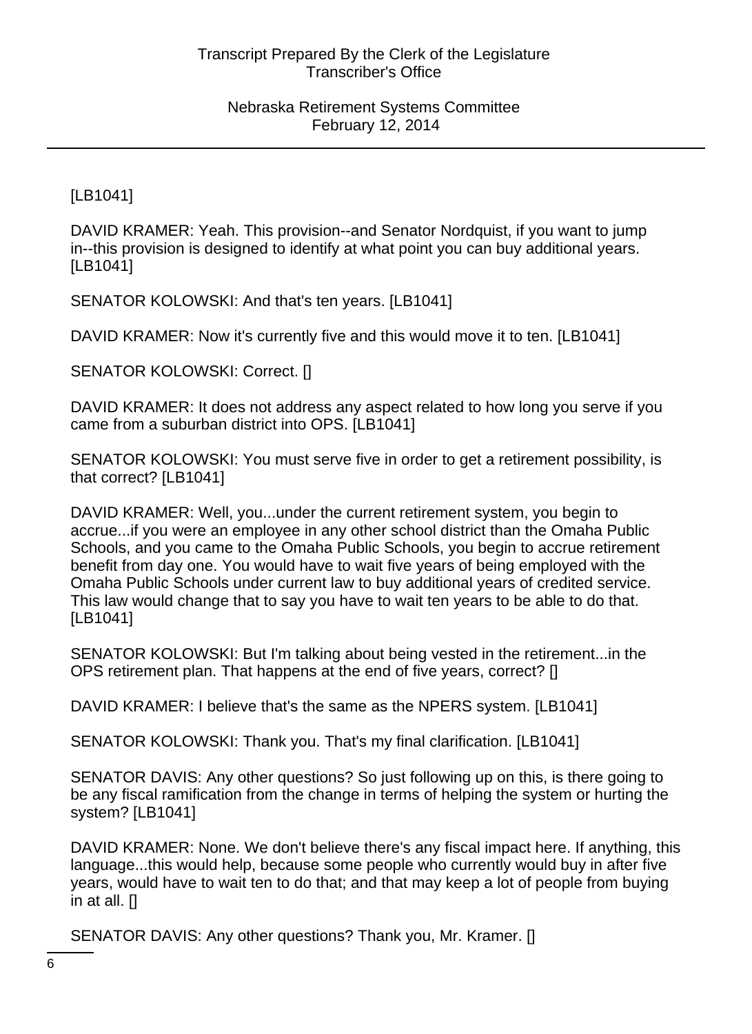[LB1041]

DAVID KRAMER: Yeah. This provision--and Senator Nordquist, if you want to jump in--this provision is designed to identify at what point you can buy additional years. [LB1041]

SENATOR KOLOWSKI: And that's ten years. [LB1041]

DAVID KRAMER: Now it's currently five and this would move it to ten. [LB1041]

SENATOR KOLOWSKI: Correct. []

DAVID KRAMER: It does not address any aspect related to how long you serve if you came from a suburban district into OPS. [LB1041]

SENATOR KOLOWSKI: You must serve five in order to get a retirement possibility, is that correct? [LB1041]

DAVID KRAMER: Well, you...under the current retirement system, you begin to accrue...if you were an employee in any other school district than the Omaha Public Schools, and you came to the Omaha Public Schools, you begin to accrue retirement benefit from day one. You would have to wait five years of being employed with the Omaha Public Schools under current law to buy additional years of credited service. This law would change that to say you have to wait ten years to be able to do that. [LB1041]

SENATOR KOLOWSKI: But I'm talking about being vested in the retirement...in the OPS retirement plan. That happens at the end of five years, correct? []

DAVID KRAMER: I believe that's the same as the NPERS system. [LB1041]

SENATOR KOLOWSKI: Thank you. That's my final clarification. [LB1041]

SENATOR DAVIS: Any other questions? So just following up on this, is there going to be any fiscal ramification from the change in terms of helping the system or hurting the system? [LB1041]

DAVID KRAMER: None. We don't believe there's any fiscal impact here. If anything, this language...this would help, because some people who currently would buy in after five years, would have to wait ten to do that; and that may keep a lot of people from buying in at all. []

SENATOR DAVIS: Any other questions? Thank you, Mr. Kramer. []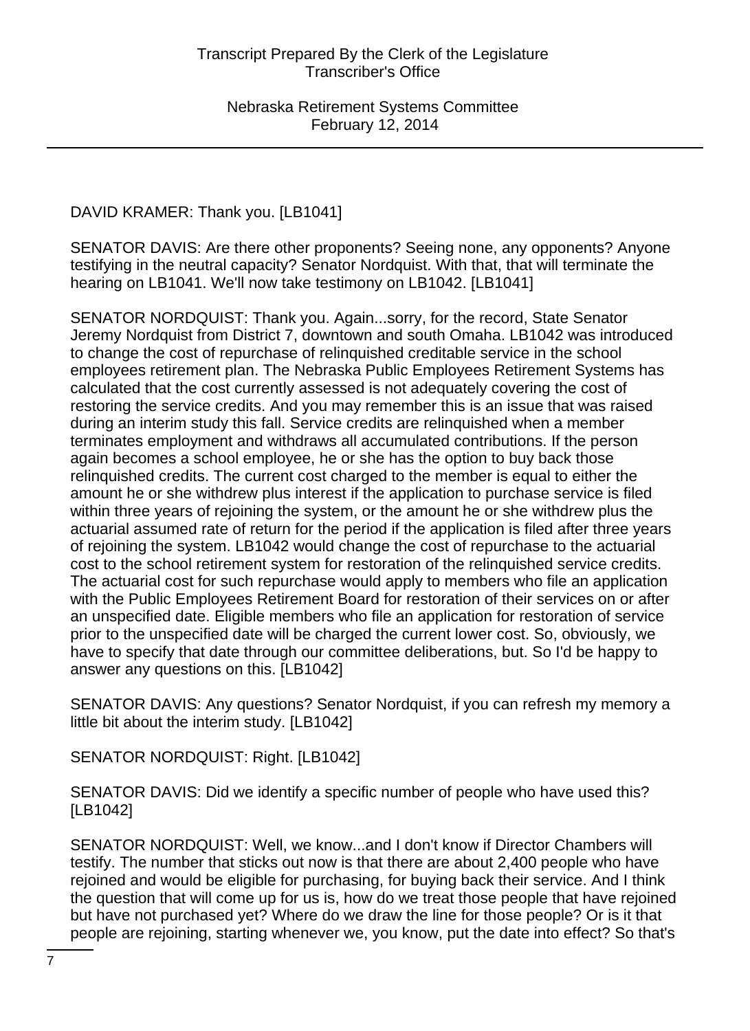DAVID KRAMER: Thank you. [LB1041]

SENATOR DAVIS: Are there other proponents? Seeing none, any opponents? Anyone testifying in the neutral capacity? Senator Nordquist. With that, that will terminate the hearing on LB1041. We'll now take testimony on LB1042. [LB1041]

SENATOR NORDQUIST: Thank you. Again...sorry, for the record, State Senator Jeremy Nordquist from District 7, downtown and south Omaha. LB1042 was introduced to change the cost of repurchase of relinquished creditable service in the school employees retirement plan. The Nebraska Public Employees Retirement Systems has calculated that the cost currently assessed is not adequately covering the cost of restoring the service credits. And you may remember this is an issue that was raised during an interim study this fall. Service credits are relinquished when a member terminates employment and withdraws all accumulated contributions. If the person again becomes a school employee, he or she has the option to buy back those relinquished credits. The current cost charged to the member is equal to either the amount he or she withdrew plus interest if the application to purchase service is filed within three years of rejoining the system, or the amount he or she withdrew plus the actuarial assumed rate of return for the period if the application is filed after three years of rejoining the system. LB1042 would change the cost of repurchase to the actuarial cost to the school retirement system for restoration of the relinquished service credits. The actuarial cost for such repurchase would apply to members who file an application with the Public Employees Retirement Board for restoration of their services on or after an unspecified date. Eligible members who file an application for restoration of service prior to the unspecified date will be charged the current lower cost. So, obviously, we have to specify that date through our committee deliberations, but. So I'd be happy to answer any questions on this. [LB1042]

SENATOR DAVIS: Any questions? Senator Nordquist, if you can refresh my memory a little bit about the interim study. [LB1042]

SENATOR NORDQUIST: Right. [LB1042]

SENATOR DAVIS: Did we identify a specific number of people who have used this? [LB1042]

SENATOR NORDQUIST: Well, we know...and I don't know if Director Chambers will testify. The number that sticks out now is that there are about 2,400 people who have rejoined and would be eligible for purchasing, for buying back their service. And I think the question that will come up for us is, how do we treat those people that have rejoined but have not purchased yet? Where do we draw the line for those people? Or is it that people are rejoining, starting whenever we, you know, put the date into effect? So that's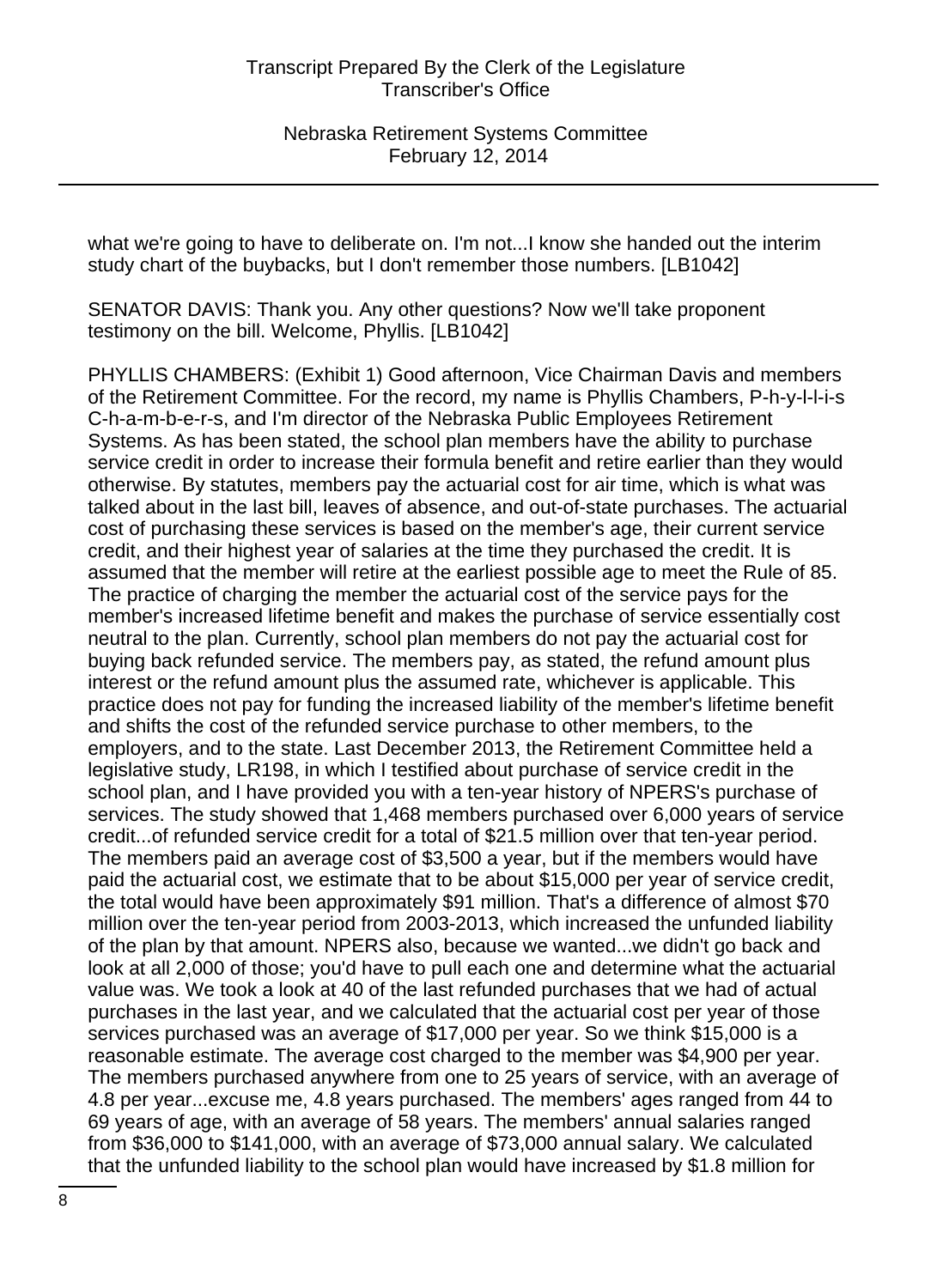what we're going to have to deliberate on. I'm not...I know she handed out the interim study chart of the buybacks, but I don't remember those numbers. [LB1042]

SENATOR DAVIS: Thank you. Any other questions? Now we'll take proponent testimony on the bill. Welcome, Phyllis. [LB1042]

PHYLLIS CHAMBERS: (Exhibit 1) Good afternoon, Vice Chairman Davis and members of the Retirement Committee. For the record, my name is Phyllis Chambers, P-h-y-l-l-i-s C-h-a-m-b-e-r-s, and I'm director of the Nebraska Public Employees Retirement Systems. As has been stated, the school plan members have the ability to purchase service credit in order to increase their formula benefit and retire earlier than they would otherwise. By statutes, members pay the actuarial cost for air time, which is what was talked about in the last bill, leaves of absence, and out-of-state purchases. The actuarial cost of purchasing these services is based on the member's age, their current service credit, and their highest year of salaries at the time they purchased the credit. It is assumed that the member will retire at the earliest possible age to meet the Rule of 85. The practice of charging the member the actuarial cost of the service pays for the member's increased lifetime benefit and makes the purchase of service essentially cost neutral to the plan. Currently, school plan members do not pay the actuarial cost for buying back refunded service. The members pay, as stated, the refund amount plus interest or the refund amount plus the assumed rate, whichever is applicable. This practice does not pay for funding the increased liability of the member's lifetime benefit and shifts the cost of the refunded service purchase to other members, to the employers, and to the state. Last December 2013, the Retirement Committee held a legislative study, LR198, in which I testified about purchase of service credit in the school plan, and I have provided you with a ten-year history of NPERS's purchase of services. The study showed that 1,468 members purchased over 6,000 years of service credit...of refunded service credit for a total of $21.5 million over that ten-year period. The members paid an average cost of $3,500 a year, but if the members would have paid the actuarial cost, we estimate that to be about $15,000 per year of service credit, the total would have been approximately $91 million. That's a difference of almost $70 million over the ten-year period from 2003-2013, which increased the unfunded liability of the plan by that amount. NPERS also, because we wanted...we didn't go back and look at all 2,000 of those; you'd have to pull each one and determine what the actuarial value was. We took a look at 40 of the last refunded purchases that we had of actual purchases in the last year, and we calculated that the actuarial cost per year of those services purchased was an average of $17,000 per year. So we think $15,000 is a reasonable estimate. The average cost charged to the member was $4,900 per year. The members purchased anywhere from one to 25 years of service, with an average of 4.8 per year...excuse me, 4.8 years purchased. The members' ages ranged from 44 to 69 years of age, with an average of 58 years. The members' annual salaries ranged from $36,000 to $141,000, with an average of $73,000 annual salary. We calculated that the unfunded liability to the school plan would have increased by $1.8 million for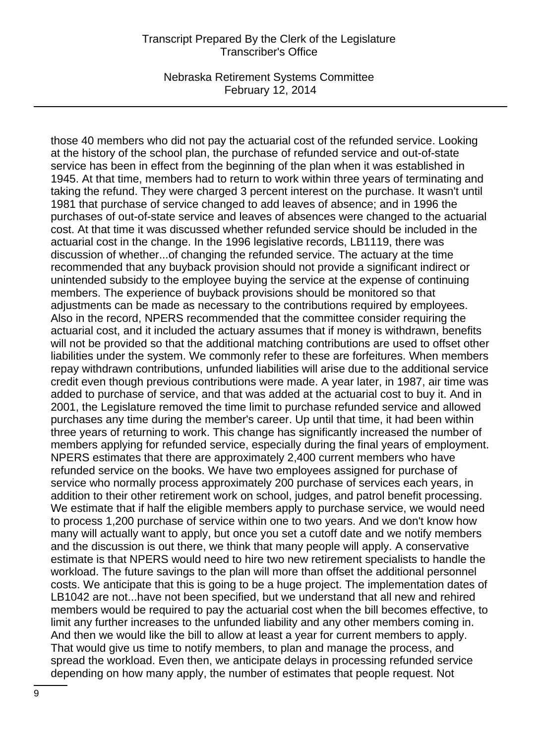those 40 members who did not pay the actuarial cost of the refunded service. Looking at the history of the school plan, the purchase of refunded service and out-of-state service has been in effect from the beginning of the plan when it was established in 1945. At that time, members had to return to work within three years of terminating and taking the refund. They were charged 3 percent interest on the purchase. It wasn't until 1981 that purchase of service changed to add leaves of absence; and in 1996 the purchases of out-of-state service and leaves of absences were changed to the actuarial cost. At that time it was discussed whether refunded service should be included in the actuarial cost in the change. In the 1996 legislative records, LB1119, there was discussion of whether...of changing the refunded service. The actuary at the time recommended that any buyback provision should not provide a significant indirect or unintended subsidy to the employee buying the service at the expense of continuing members. The experience of buyback provisions should be monitored so that adjustments can be made as necessary to the contributions required by employees. Also in the record, NPERS recommended that the committee consider requiring the actuarial cost, and it included the actuary assumes that if money is withdrawn, benefits will not be provided so that the additional matching contributions are used to offset other liabilities under the system. We commonly refer to these are forfeitures. When members repay withdrawn contributions, unfunded liabilities will arise due to the additional service credit even though previous contributions were made. A year later, in 1987, air time was added to purchase of service, and that was added at the actuarial cost to buy it. And in 2001, the Legislature removed the time limit to purchase refunded service and allowed purchases any time during the member's career. Up until that time, it had been within three years of returning to work. This change has significantly increased the number of members applying for refunded service, especially during the final years of employment. NPERS estimates that there are approximately 2,400 current members who have refunded service on the books. We have two employees assigned for purchase of service who normally process approximately 200 purchase of services each years, in addition to their other retirement work on school, judges, and patrol benefit processing. We estimate that if half the eligible members apply to purchase service, we would need to process 1,200 purchase of service within one to two years. And we don't know how many will actually want to apply, but once you set a cutoff date and we notify members and the discussion is out there, we think that many people will apply. A conservative estimate is that NPERS would need to hire two new retirement specialists to handle the workload. The future savings to the plan will more than offset the additional personnel costs. We anticipate that this is going to be a huge project. The implementation dates of LB1042 are not...have not been specified, but we understand that all new and rehired members would be required to pay the actuarial cost when the bill becomes effective, to limit any further increases to the unfunded liability and any other members coming in. And then we would like the bill to allow at least a year for current members to apply. That would give us time to notify members, to plan and manage the process, and spread the workload. Even then, we anticipate delays in processing refunded service depending on how many apply, the number of estimates that people request. Not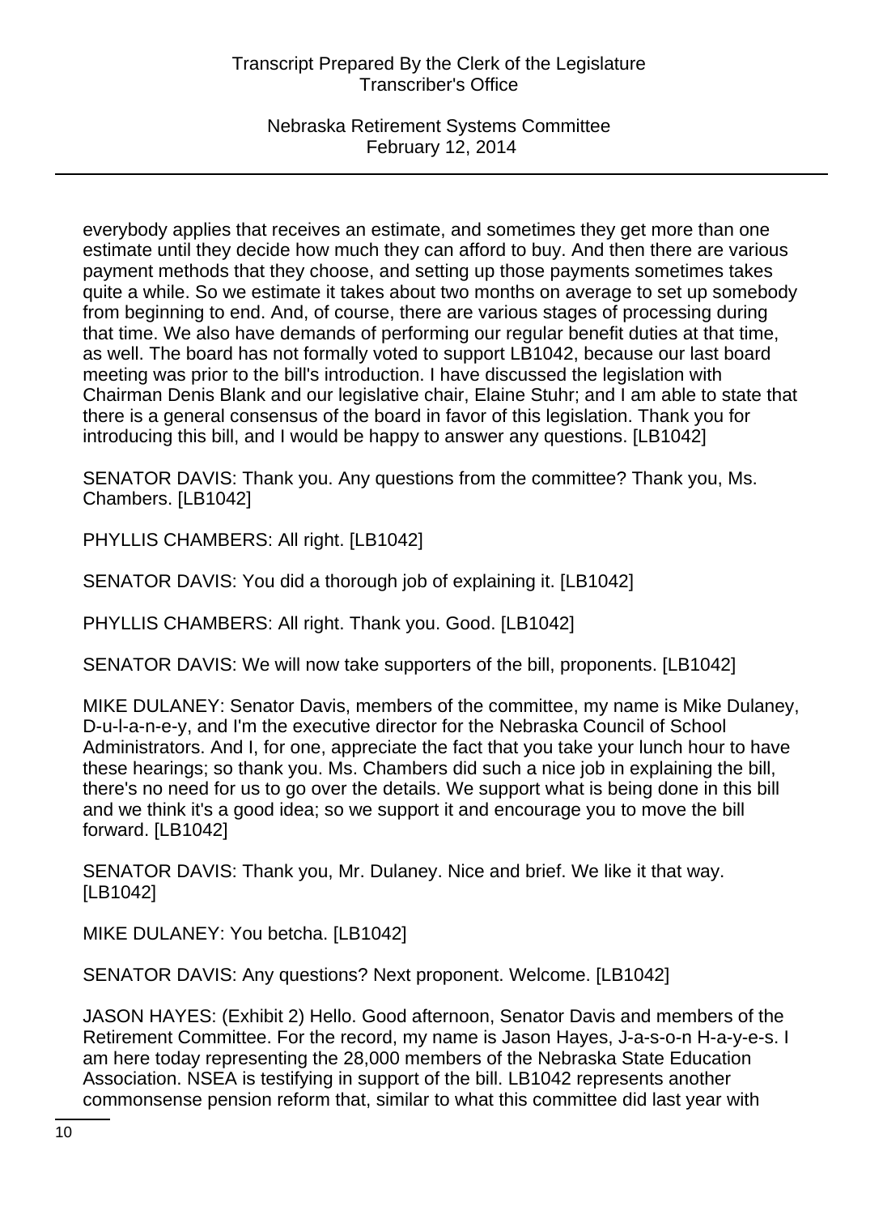everybody applies that receives an estimate, and sometimes they get more than one estimate until they decide how much they can afford to buy. And then there are various payment methods that they choose, and setting up those payments sometimes takes quite a while. So we estimate it takes about two months on average to set up somebody from beginning to end. And, of course, there are various stages of processing during that time. We also have demands of performing our regular benefit duties at that time, as well. The board has not formally voted to support LB1042, because our last board meeting was prior to the bill's introduction. I have discussed the legislation with Chairman Denis Blank and our legislative chair, Elaine Stuhr; and I am able to state that there is a general consensus of the board in favor of this legislation. Thank you for introducing this bill, and I would be happy to answer any questions. [LB1042]

SENATOR DAVIS: Thank you. Any questions from the committee? Thank you, Ms. Chambers. [LB1042]

PHYLLIS CHAMBERS: All right. [LB1042]

SENATOR DAVIS: You did a thorough job of explaining it. [LB1042]

PHYLLIS CHAMBERS: All right. Thank you. Good. [LB1042]

SENATOR DAVIS: We will now take supporters of the bill, proponents. [LB1042]

MIKE DULANEY: Senator Davis, members of the committee, my name is Mike Dulaney, D-u-l-a-n-e-y, and I'm the executive director for the Nebraska Council of School Administrators. And I, for one, appreciate the fact that you take your lunch hour to have these hearings; so thank you. Ms. Chambers did such a nice job in explaining the bill, there's no need for us to go over the details. We support what is being done in this bill and we think it's a good idea; so we support it and encourage you to move the bill forward. [LB1042]

SENATOR DAVIS: Thank you, Mr. Dulaney. Nice and brief. We like it that way. [LB1042]

MIKE DULANEY: You betcha. [LB1042]

SENATOR DAVIS: Any questions? Next proponent. Welcome. [LB1042]

JASON HAYES: (Exhibit 2) Hello. Good afternoon, Senator Davis and members of the Retirement Committee. For the record, my name is Jason Hayes, J-a-s-o-n H-a-y-e-s. I am here today representing the 28,000 members of the Nebraska State Education Association. NSEA is testifying in support of the bill. LB1042 represents another commonsense pension reform that, similar to what this committee did last year with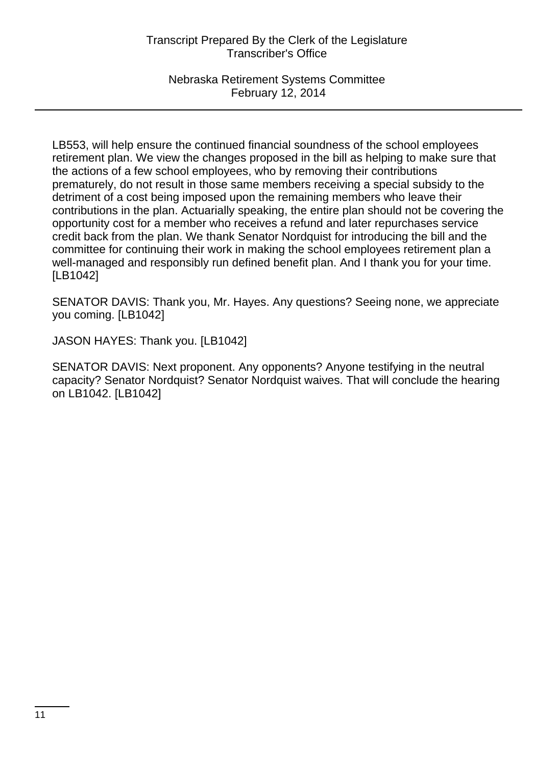LB553, will help ensure the continued financial soundness of the school employees retirement plan. We view the changes proposed in the bill as helping to make sure that the actions of a few school employees, who by removing their contributions prematurely, do not result in those same members receiving a special subsidy to the detriment of a cost being imposed upon the remaining members who leave their contributions in the plan. Actuarially speaking, the entire plan should not be covering the opportunity cost for a member who receives a refund and later repurchases service credit back from the plan. We thank Senator Nordquist for introducing the bill and the committee for continuing their work in making the school employees retirement plan a well-managed and responsibly run defined benefit plan. And I thank you for your time. [LB1042]

SENATOR DAVIS: Thank you, Mr. Hayes. Any questions? Seeing none, we appreciate you coming. [LB1042]

JASON HAYES: Thank you. [LB1042]

SENATOR DAVIS: Next proponent. Any opponents? Anyone testifying in the neutral capacity? Senator Nordquist? Senator Nordquist waives. That will conclude the hearing on LB1042. [LB1042]